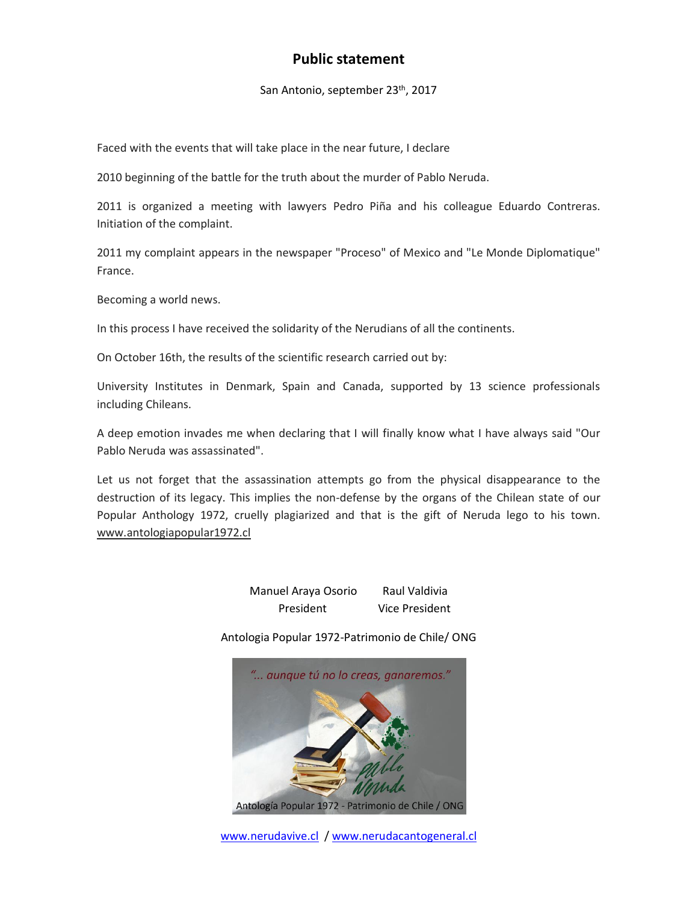# Public statement

San Antonio, september 23th, 2017

Faced with the events that will take place in the near future, I declare

2010 beginning of the battle for the truth about the murder of Pablo Neruda.

2011 is organized a meeting with lawyers Pedro Piña and his colleague Eduardo Contreras. Initiation of the complaint.

2011 my complaint appears in the newspaper "Proceso" of Mexico and "Le Monde Diplomatique" France.

Becoming a world news.

In this process I have received the solidarity of the Nerudians of all the continents.

On October 16th, the results of the scientific research carried out by:

University Institutes in Denmark, Spain and Canada, supported by 13 science professionals including Chileans.

A deep emotion invades me when declaring that I will finally know what I have always said "Our Pablo Neruda was assassinated".

Let us not forget that the assassination attempts go from the physical disappearance to the destruction of its legacy. This implies the non-defense by the organs of the Chilean state of our Popular Anthology 1972, cruelly plagiarized and that is the gift of Neruda lego to his town. www.antologiapopular1972.cl

| Manuel Araya Osorio | Raul Valdivia |
|---|---|
| President | Vice President |

Antologia Popular 1972-Patrimonio de Chile/ ONG

"... aunque tú no lo creas, ganaremos."

Antología Popular 1972 - Patrimonio de Chile / ONG

www.nerudavive.cl / www.nerudacantogeneral.cl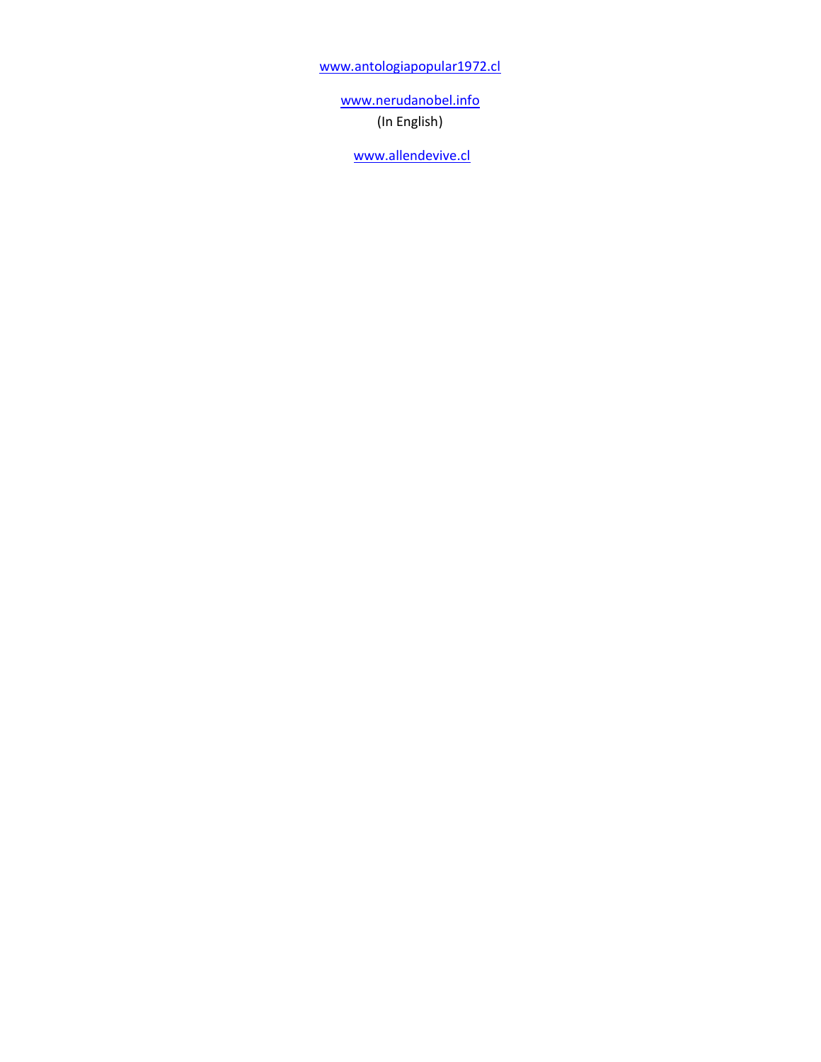www.antologiapopular1972.cl

www.nerudanobel.info
(In English)

www.allendevive.cl